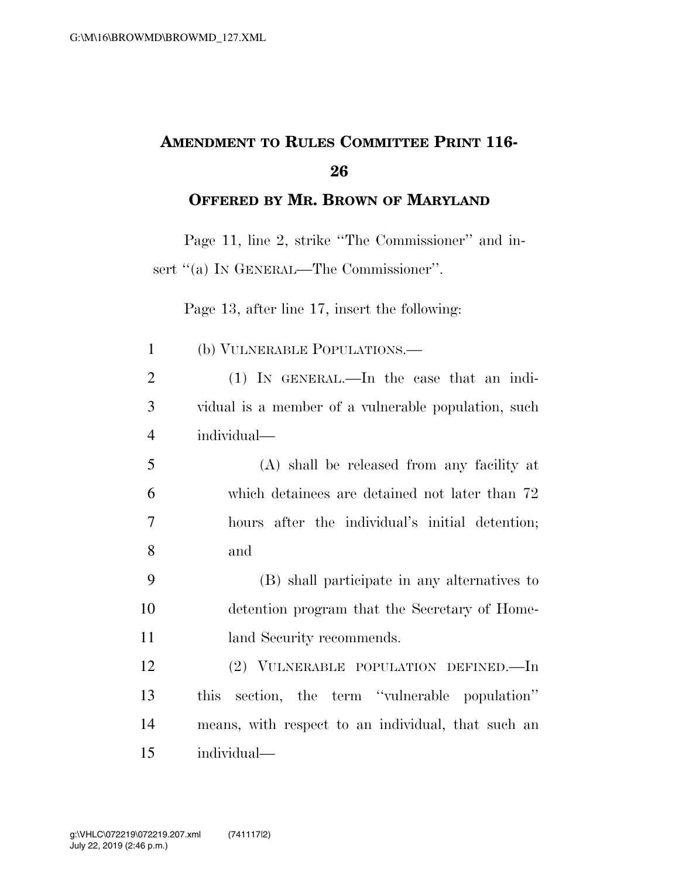## AMENDMENT TO RULES COMMITTEE PRINT 116-26

### OFFERED BY MR. BROWN OF MARYLAND

Page 11, line 2, strike "The Commissioner" and insert "(a) IN GENERAL—The Commissioner".

Page 13, after line 17, insert the following:

(b) VULNERABLE POPULATIONS.—

(1) IN GENERAL.—In the case that an individual is a member of a vulnerable population, such individual—

(A) shall be released from any facility at which detainees are detained not later than 72 hours after the individual's initial detention; and

(B) shall participate in any alternatives to detention program that the Secretary of Homeland Security recommends.

(2) VULNERABLE POPULATION DEFINED.—In this section, the term "vulnerable population" means, with respect to an individual, that such an individual—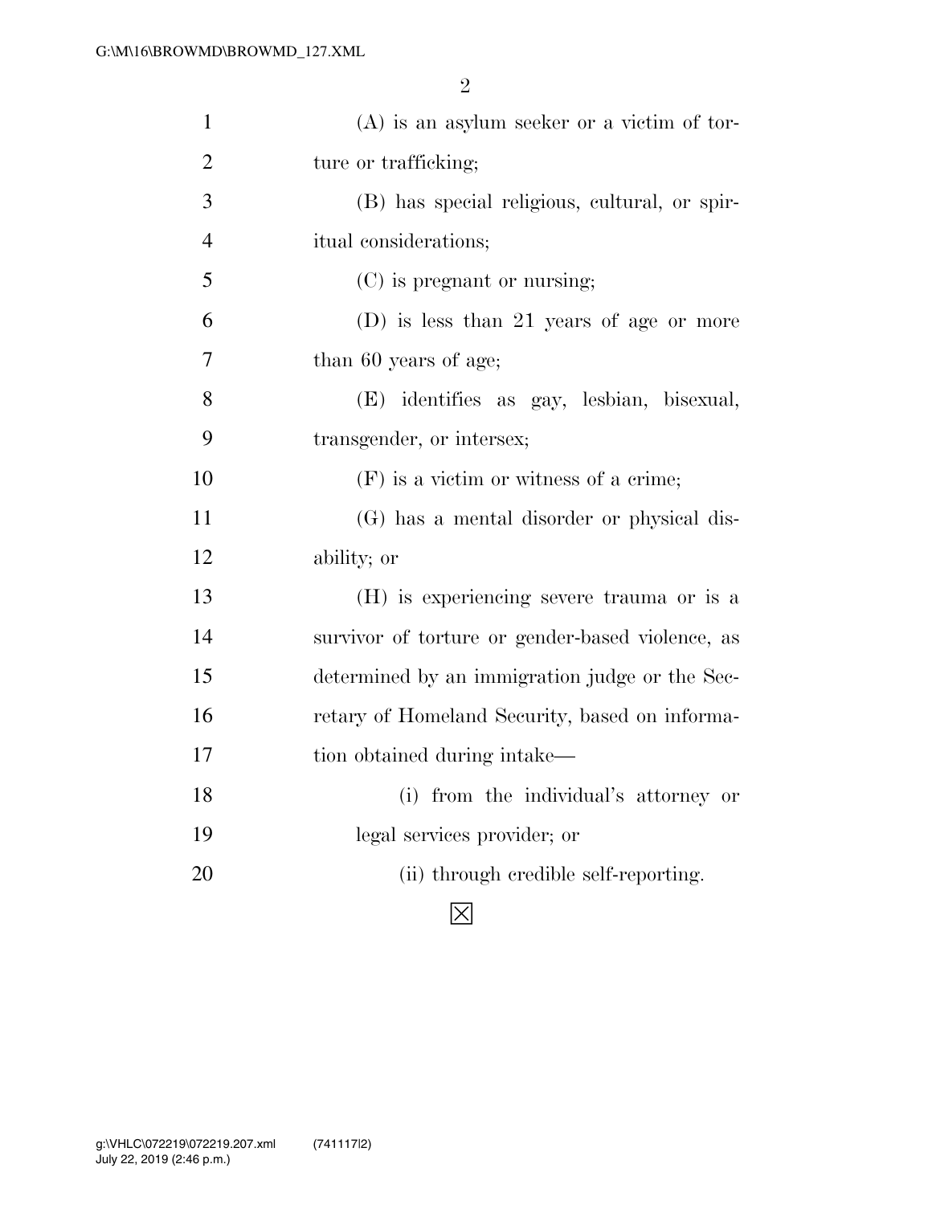(A) is an asylum seeker or a victim of torture or trafficking;

(B) has special religious, cultural, or spiritual considerations;

(C) is pregnant or nursing;

(D) is less than 21 years of age or more than 60 years of age;

(E) identifies as gay, lesbian, bisexual, transgender, or intersex;

(F) is a victim or witness of a crime;

(G) has a mental disorder or physical disability; or

(H) is experiencing severe trauma or is a survivor of torture or gender-based violence, as determined by an immigration judge or the Secretary of Homeland Security, based on information obtained during intake—

(i) from the individual's attorney or legal services provider; or

(ii) through credible self-reporting.